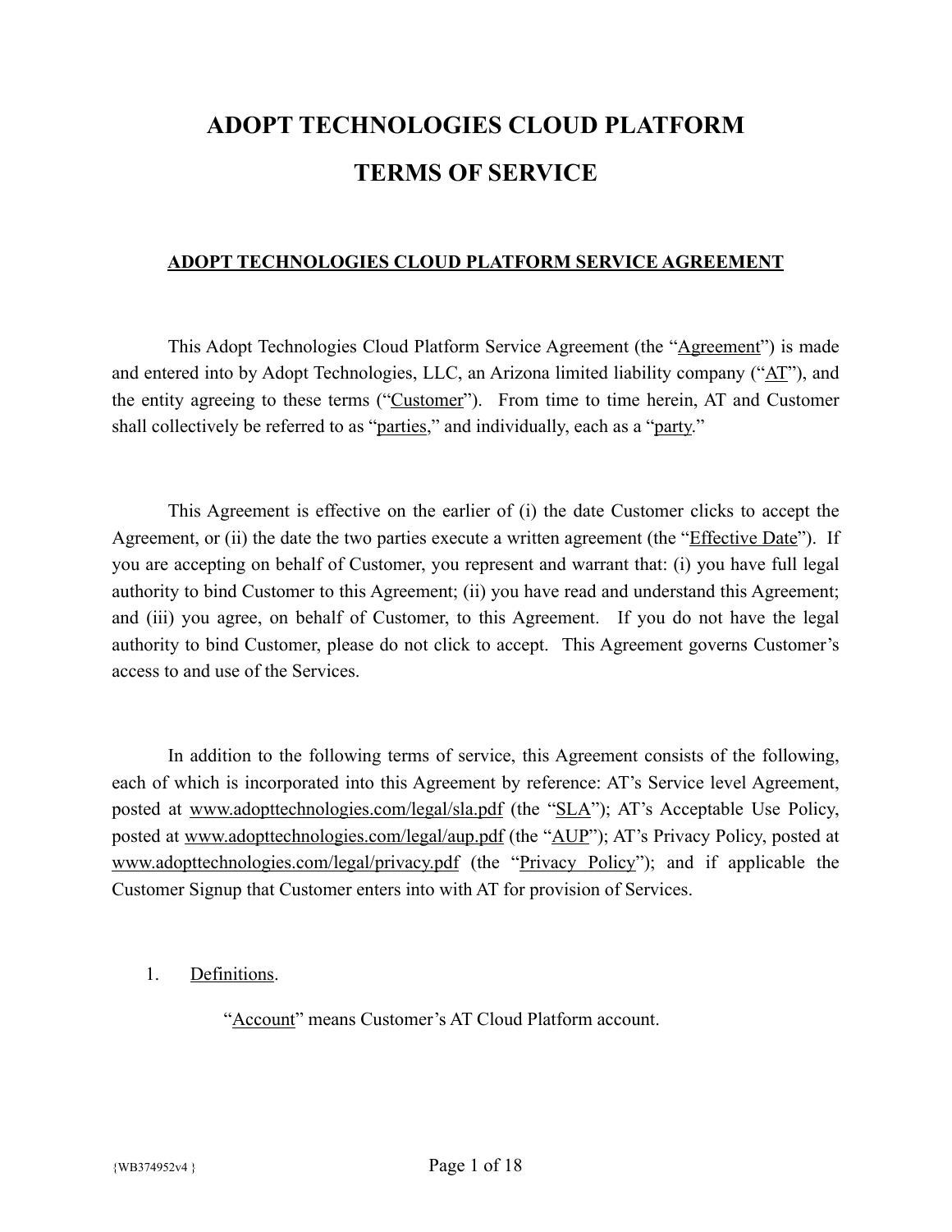# ADOPT TECHNOLOGIES CLOUD PLATFORM
# TERMS OF SERVICE

## ADOPT TECHNOLOGIES CLOUD PLATFORM SERVICE AGREEMENT

This Adopt Technologies Cloud Platform Service Agreement (the "Agreement") is made and entered into by Adopt Technologies, LLC, an Arizona limited liability company ("AT"), and the entity agreeing to these terms ("Customer"). From time to time herein, AT and Customer shall collectively be referred to as "parties," and individually, each as a "party."

This Agreement is effective on the earlier of (i) the date Customer clicks to accept the Agreement, or (ii) the date the two parties execute a written agreement (the "Effective Date"). If you are accepting on behalf of Customer, you represent and warrant that: (i) you have full legal authority to bind Customer to this Agreement; (ii) you have read and understand this Agreement; and (iii) you agree, on behalf of Customer, to this Agreement. If you do not have the legal authority to bind Customer, please do not click to accept. This Agreement governs Customer's access to and use of the Services.

In addition to the following terms of service, this Agreement consists of the following, each of which is incorporated into this Agreement by reference: AT's Service level Agreement, posted at www.adopttechnologies.com/legal/sla.pdf (the "SLA"); AT's Acceptable Use Policy, posted at www.adopttechnologies.com/legal/aup.pdf (the "AUP"); AT's Privacy Policy, posted at www.adopttechnologies.com/legal/privacy.pdf (the "Privacy Policy"); and if applicable the Customer Signup that Customer enters into with AT for provision of Services.

1. Definitions.

   "Account" means Customer's AT Cloud Platform account.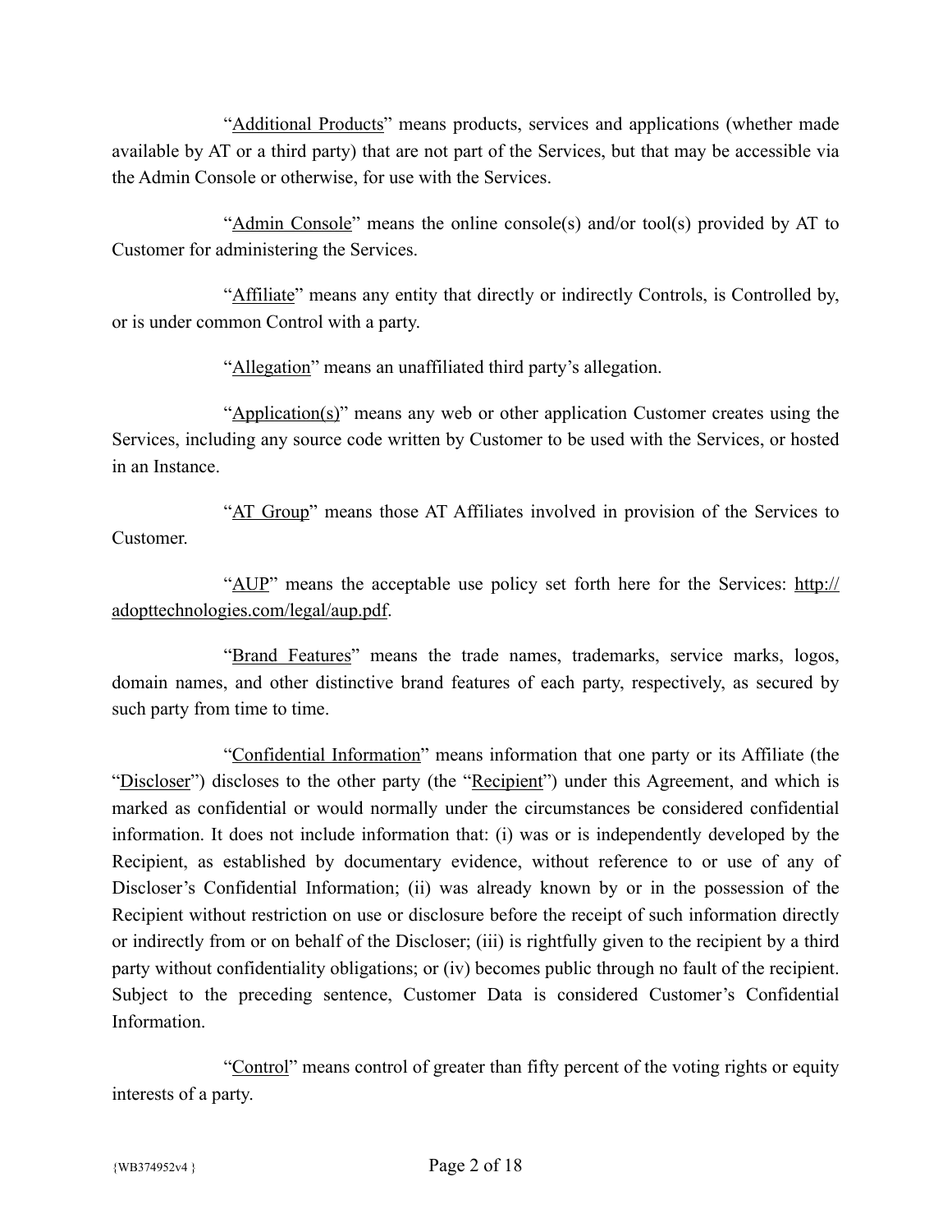"Additional Products" means products, services and applications (whether made available by AT or a third party) that are not part of the Services, but that may be accessible via the Admin Console or otherwise, for use with the Services.

"Admin Console" means the online console(s) and/or tool(s) provided by AT to Customer for administering the Services.

"Affiliate" means any entity that directly or indirectly Controls, is Controlled by, or is under common Control with a party.

"Allegation" means an unaffiliated third party's allegation.

"Application(s)" means any web or other application Customer creates using the Services, including any source code written by Customer to be used with the Services, or hosted in an Instance.

"AT Group" means those AT Affiliates involved in provision of the Services to Customer.

"AUP" means the acceptable use policy set forth here for the Services: http://adopttechnologies.com/legal/aup.pdf.

"Brand Features" means the trade names, trademarks, service marks, logos, domain names, and other distinctive brand features of each party, respectively, as secured by such party from time to time.

"Confidential Information" means information that one party or its Affiliate (the "Discloser") discloses to the other party (the "Recipient") under this Agreement, and which is marked as confidential or would normally under the circumstances be considered confidential information. It does not include information that: (i) was or is independently developed by the Recipient, as established by documentary evidence, without reference to or use of any of Discloser's Confidential Information; (ii) was already known by or in the possession of the Recipient without restriction on use or disclosure before the receipt of such information directly or indirectly from or on behalf of the Discloser; (iii) is rightfully given to the recipient by a third party without confidentiality obligations; or (iv) becomes public through no fault of the recipient. Subject to the preceding sentence, Customer Data is considered Customer's Confidential Information.

"Control" means control of greater than fifty percent of the voting rights or equity interests of a party.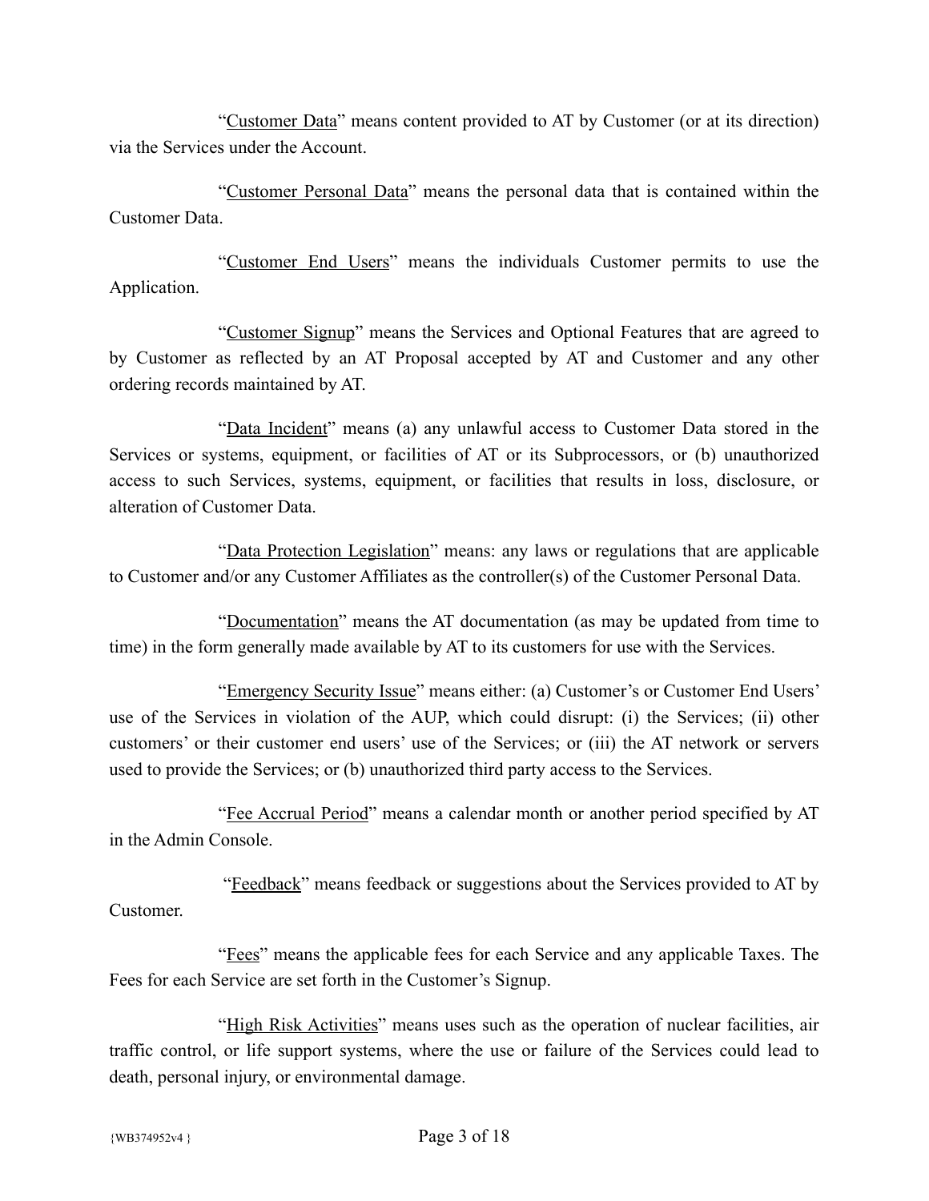"Customer Data" means content provided to AT by Customer (or at its direction) via the Services under the Account.

"Customer Personal Data" means the personal data that is contained within the Customer Data.

"Customer End Users" means the individuals Customer permits to use the Application.

"Customer Signup" means the Services and Optional Features that are agreed to by Customer as reflected by an AT Proposal accepted by AT and Customer and any other ordering records maintained by AT.

"Data Incident" means (a) any unlawful access to Customer Data stored in the Services or systems, equipment, or facilities of AT or its Subprocessors, or (b) unauthorized access to such Services, systems, equipment, or facilities that results in loss, disclosure, or alteration of Customer Data.

"Data Protection Legislation" means: any laws or regulations that are applicable to Customer and/or any Customer Affiliates as the controller(s) of the Customer Personal Data.

"Documentation" means the AT documentation (as may be updated from time to time) in the form generally made available by AT to its customers for use with the Services.

"Emergency Security Issue" means either: (a) Customer's or Customer End Users' use of the Services in violation of the AUP, which could disrupt: (i) the Services; (ii) other customers' or their customer end users' use of the Services; or (iii) the AT network or servers used to provide the Services; or (b) unauthorized third party access to the Services.

"Fee Accrual Period" means a calendar month or another period specified by AT in the Admin Console.

"Feedback" means feedback or suggestions about the Services provided to AT by Customer.

"Fees" means the applicable fees for each Service and any applicable Taxes. The Fees for each Service are set forth in the Customer's Signup.

"High Risk Activities" means uses such as the operation of nuclear facilities, air traffic control, or life support systems, where the use or failure of the Services could lead to death, personal injury, or environmental damage.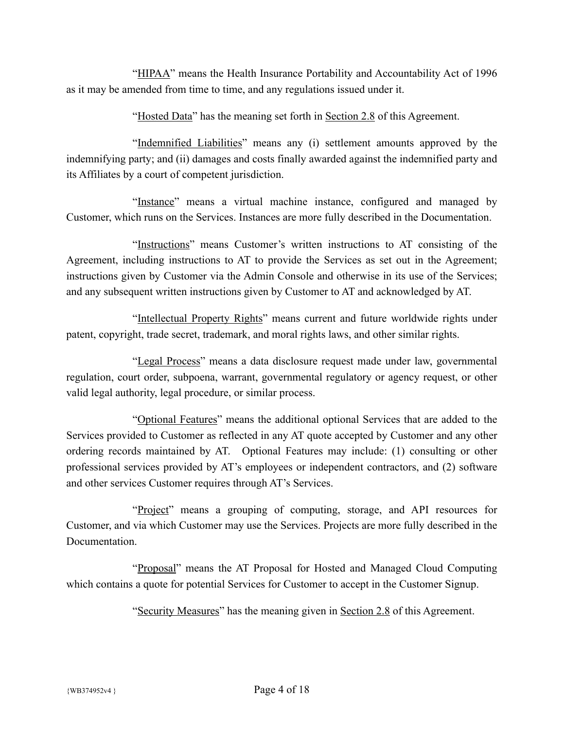"HIPAA" means the Health Insurance Portability and Accountability Act of 1996 as it may be amended from time to time, and any regulations issued under it.

"Hosted Data" has the meaning set forth in Section 2.8 of this Agreement.

"Indemnified Liabilities" means any (i) settlement amounts approved by the indemnifying party; and (ii) damages and costs finally awarded against the indemnified party and its Affiliates by a court of competent jurisdiction.

"Instance" means a virtual machine instance, configured and managed by Customer, which runs on the Services. Instances are more fully described in the Documentation.

"Instructions" means Customer's written instructions to AT consisting of the Agreement, including instructions to AT to provide the Services as set out in the Agreement; instructions given by Customer via the Admin Console and otherwise in its use of the Services; and any subsequent written instructions given by Customer to AT and acknowledged by AT.

"Intellectual Property Rights" means current and future worldwide rights under patent, copyright, trade secret, trademark, and moral rights laws, and other similar rights.

"Legal Process" means a data disclosure request made under law, governmental regulation, court order, subpoena, warrant, governmental regulatory or agency request, or other valid legal authority, legal procedure, or similar process.

"Optional Features" means the additional optional Services that are added to the Services provided to Customer as reflected in any AT quote accepted by Customer and any other ordering records maintained by AT. Optional Features may include: (1) consulting or other professional services provided by AT's employees or independent contractors, and (2) software and other services Customer requires through AT's Services.

"Project" means a grouping of computing, storage, and API resources for Customer, and via which Customer may use the Services. Projects are more fully described in the Documentation.

"Proposal" means the AT Proposal for Hosted and Managed Cloud Computing which contains a quote for potential Services for Customer to accept in the Customer Signup.

"Security Measures" has the meaning given in Section 2.8 of this Agreement.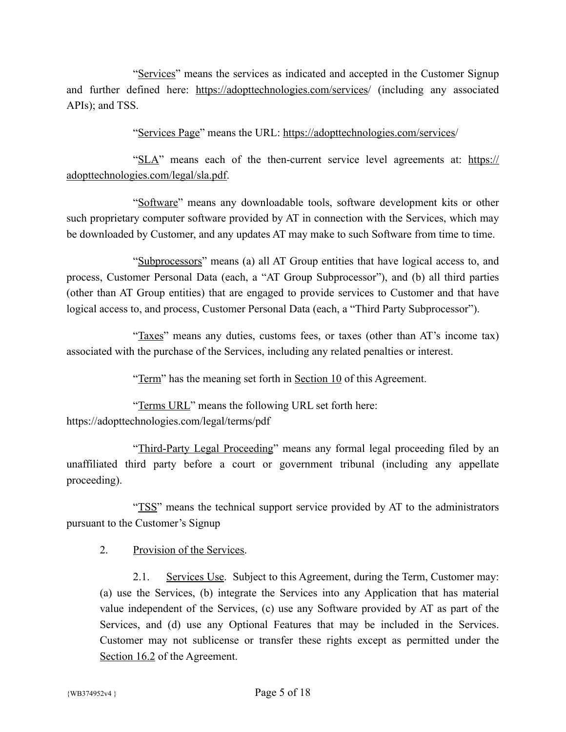"Services" means the services as indicated and accepted in the Customer Signup and further defined here: https://adopttechnologies.com/services/ (including any associated APIs); and TSS.

"Services Page" means the URL: https://adopttechnologies.com/services/

"SLA" means each of the then-current service level agreements at: https://adopttechnologies.com/legal/sla.pdf.

"Software" means any downloadable tools, software development kits or other such proprietary computer software provided by AT in connection with the Services, which may be downloaded by Customer, and any updates AT may make to such Software from time to time.

"Subprocessors" means (a) all AT Group entities that have logical access to, and process, Customer Personal Data (each, a "AT Group Subprocessor"), and (b) all third parties (other than AT Group entities) that are engaged to provide services to Customer and that have logical access to, and process, Customer Personal Data (each, a "Third Party Subprocessor").

"Taxes" means any duties, customs fees, or taxes (other than AT's income tax) associated with the purchase of the Services, including any related penalties or interest.

"Term" has the meaning set forth in Section 10 of this Agreement.

"Terms URL" means the following URL set forth here: https://adopttechnologies.com/legal/terms/pdf

"Third-Party Legal Proceeding" means any formal legal proceeding filed by an unaffiliated third party before a court or government tribunal (including any appellate proceeding).

"TSS" means the technical support service provided by AT to the administrators pursuant to the Customer's Signup

2. Provision of the Services.

2.1. Services Use. Subject to this Agreement, during the Term, Customer may: (a) use the Services, (b) integrate the Services into any Application that has material value independent of the Services, (c) use any Software provided by AT as part of the Services, and (d) use any Optional Features that may be included in the Services. Customer may not sublicense or transfer these rights except as permitted under the Section 16.2 of the Agreement.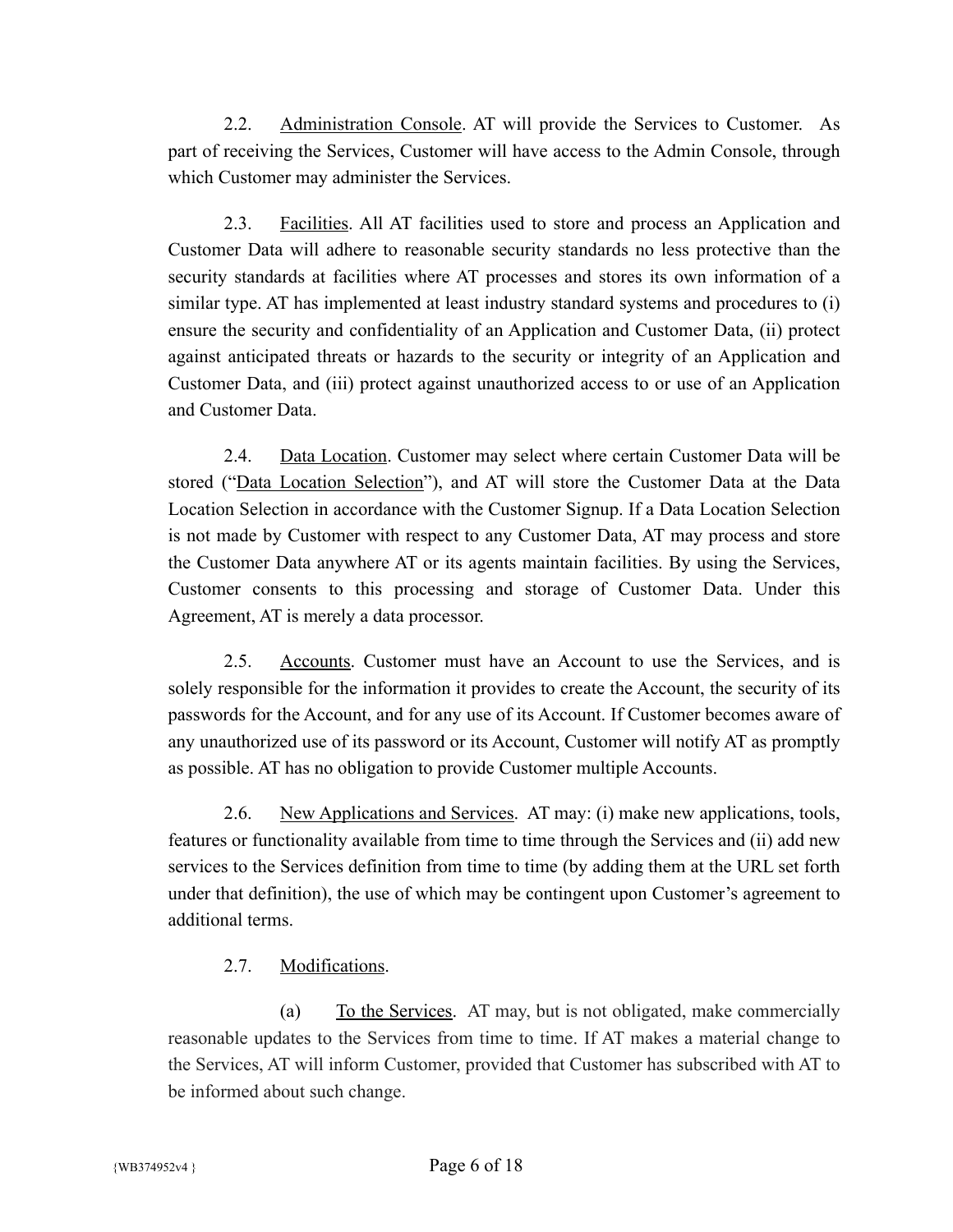2.2. Administration Console. AT will provide the Services to Customer. As part of receiving the Services, Customer will have access to the Admin Console, through which Customer may administer the Services.

2.3. Facilities. All AT facilities used to store and process an Application and Customer Data will adhere to reasonable security standards no less protective than the security standards at facilities where AT processes and stores its own information of a similar type. AT has implemented at least industry standard systems and procedures to (i) ensure the security and confidentiality of an Application and Customer Data, (ii) protect against anticipated threats or hazards to the security or integrity of an Application and Customer Data, and (iii) protect against unauthorized access to or use of an Application and Customer Data.

2.4. Data Location. Customer may select where certain Customer Data will be stored ("Data Location Selection"), and AT will store the Customer Data at the Data Location Selection in accordance with the Customer Signup. If a Data Location Selection is not made by Customer with respect to any Customer Data, AT may process and store the Customer Data anywhere AT or its agents maintain facilities. By using the Services, Customer consents to this processing and storage of Customer Data. Under this Agreement, AT is merely a data processor.

2.5. Accounts. Customer must have an Account to use the Services, and is solely responsible for the information it provides to create the Account, the security of its passwords for the Account, and for any use of its Account. If Customer becomes aware of any unauthorized use of its password or its Account, Customer will notify AT as promptly as possible. AT has no obligation to provide Customer multiple Accounts.

2.6. New Applications and Services. AT may: (i) make new applications, tools, features or functionality available from time to time through the Services and (ii) add new services to the Services definition from time to time (by adding them at the URL set forth under that definition), the use of which may be contingent upon Customer's agreement to additional terms.

2.7. Modifications.

(a) To the Services. AT may, but is not obligated, make commercially reasonable updates to the Services from time to time. If AT makes a material change to the Services, AT will inform Customer, provided that Customer has subscribed with AT to be informed about such change.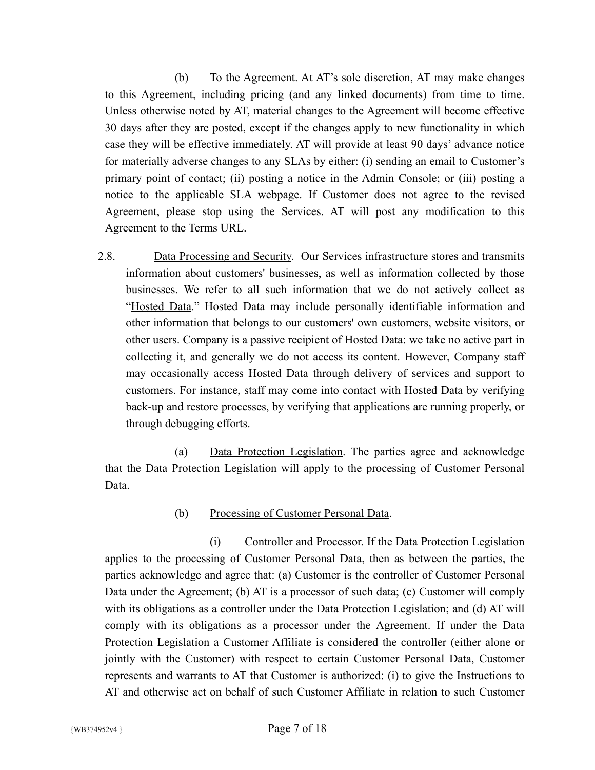(b) To the Agreement. At AT's sole discretion, AT may make changes to this Agreement, including pricing (and any linked documents) from time to time. Unless otherwise noted by AT, material changes to the Agreement will become effective 30 days after they are posted, except if the changes apply to new functionality in which case they will be effective immediately. AT will provide at least 90 days' advance notice for materially adverse changes to any SLAs by either: (i) sending an email to Customer's primary point of contact; (ii) posting a notice in the Admin Console; or (iii) posting a notice to the applicable SLA webpage. If Customer does not agree to the revised Agreement, please stop using the Services. AT will post any modification to this Agreement to the Terms URL.

2.8. Data Processing and Security. Our Services infrastructure stores and transmits information about customers' businesses, as well as information collected by those businesses. We refer to all such information that we do not actively collect as "Hosted Data." Hosted Data may include personally identifiable information and other information that belongs to our customers' own customers, website visitors, or other users. Company is a passive recipient of Hosted Data: we take no active part in collecting it, and generally we do not access its content. However, Company staff may occasionally access Hosted Data through delivery of services and support to customers. For instance, staff may come into contact with Hosted Data by verifying back-up and restore processes, by verifying that applications are running properly, or through debugging efforts.

(a) Data Protection Legislation. The parties agree and acknowledge that the Data Protection Legislation will apply to the processing of Customer Personal Data.

(b) Processing of Customer Personal Data.

(i) Controller and Processor. If the Data Protection Legislation applies to the processing of Customer Personal Data, then as between the parties, the parties acknowledge and agree that: (a) Customer is the controller of Customer Personal Data under the Agreement; (b) AT is a processor of such data; (c) Customer will comply with its obligations as a controller under the Data Protection Legislation; and (d) AT will comply with its obligations as a processor under the Agreement. If under the Data Protection Legislation a Customer Affiliate is considered the controller (either alone or jointly with the Customer) with respect to certain Customer Personal Data, Customer represents and warrants to AT that Customer is authorized: (i) to give the Instructions to AT and otherwise act on behalf of such Customer Affiliate in relation to such Customer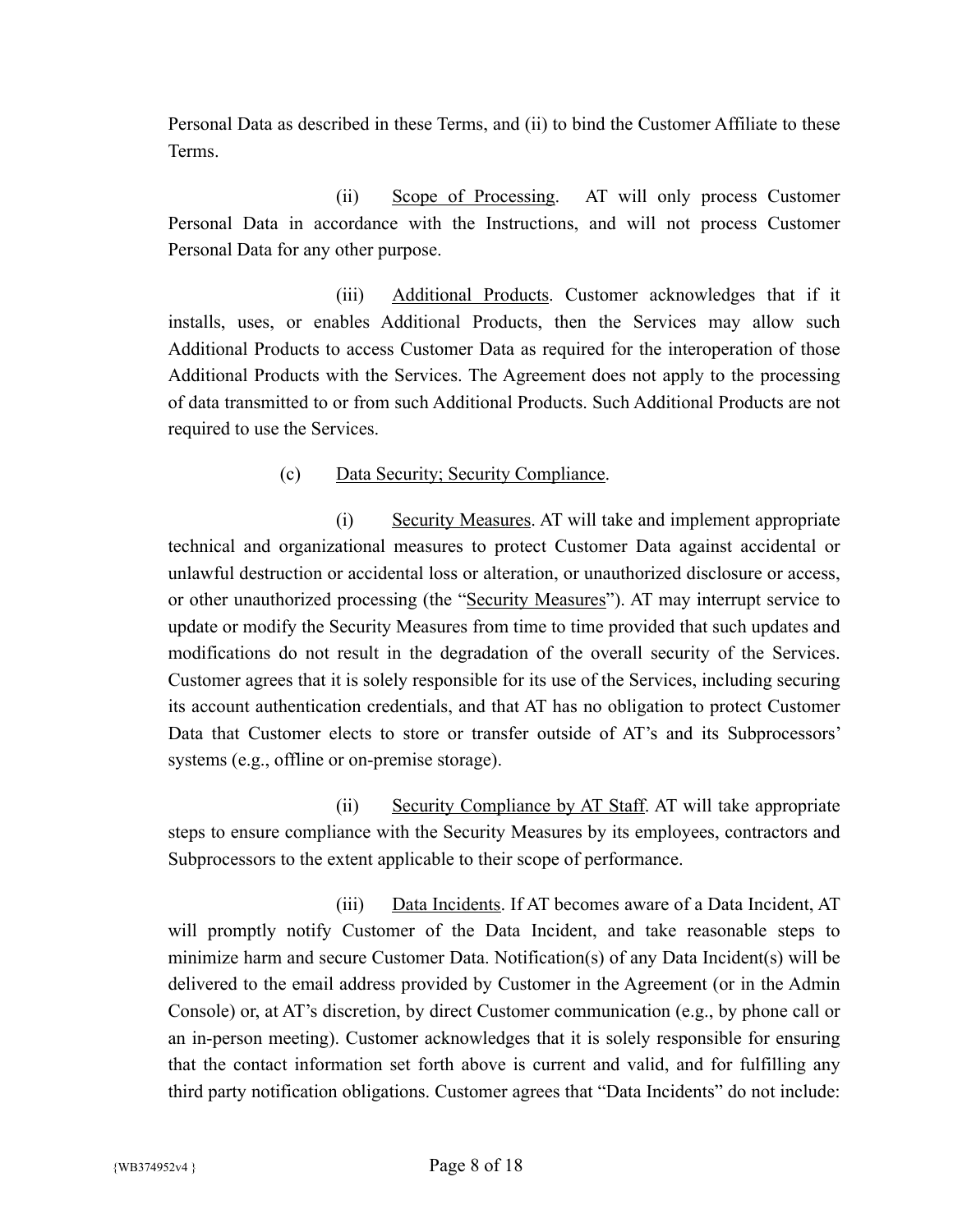Personal Data as described in these Terms, and (ii) to bind the Customer Affiliate to these Terms.

(ii) Scope of Processing. AT will only process Customer Personal Data in accordance with the Instructions, and will not process Customer Personal Data for any other purpose.

(iii) Additional Products. Customer acknowledges that if it installs, uses, or enables Additional Products, then the Services may allow such Additional Products to access Customer Data as required for the interoperation of those Additional Products with the Services. The Agreement does not apply to the processing of data transmitted to or from such Additional Products. Such Additional Products are not required to use the Services.

(c) Data Security; Security Compliance.

(i) Security Measures. AT will take and implement appropriate technical and organizational measures to protect Customer Data against accidental or unlawful destruction or accidental loss or alteration, or unauthorized disclosure or access, or other unauthorized processing (the "Security Measures"). AT may interrupt service to update or modify the Security Measures from time to time provided that such updates and modifications do not result in the degradation of the overall security of the Services. Customer agrees that it is solely responsible for its use of the Services, including securing its account authentication credentials, and that AT has no obligation to protect Customer Data that Customer elects to store or transfer outside of AT's and its Subprocessors' systems (e.g., offline or on-premise storage).

(ii) Security Compliance by AT Staff. AT will take appropriate steps to ensure compliance with the Security Measures by its employees, contractors and Subprocessors to the extent applicable to their scope of performance.

(iii) Data Incidents. If AT becomes aware of a Data Incident, AT will promptly notify Customer of the Data Incident, and take reasonable steps to minimize harm and secure Customer Data. Notification(s) of any Data Incident(s) will be delivered to the email address provided by Customer in the Agreement (or in the Admin Console) or, at AT's discretion, by direct Customer communication (e.g., by phone call or an in-person meeting). Customer acknowledges that it is solely responsible for ensuring that the contact information set forth above is current and valid, and for fulfilling any third party notification obligations. Customer agrees that "Data Incidents" do not include: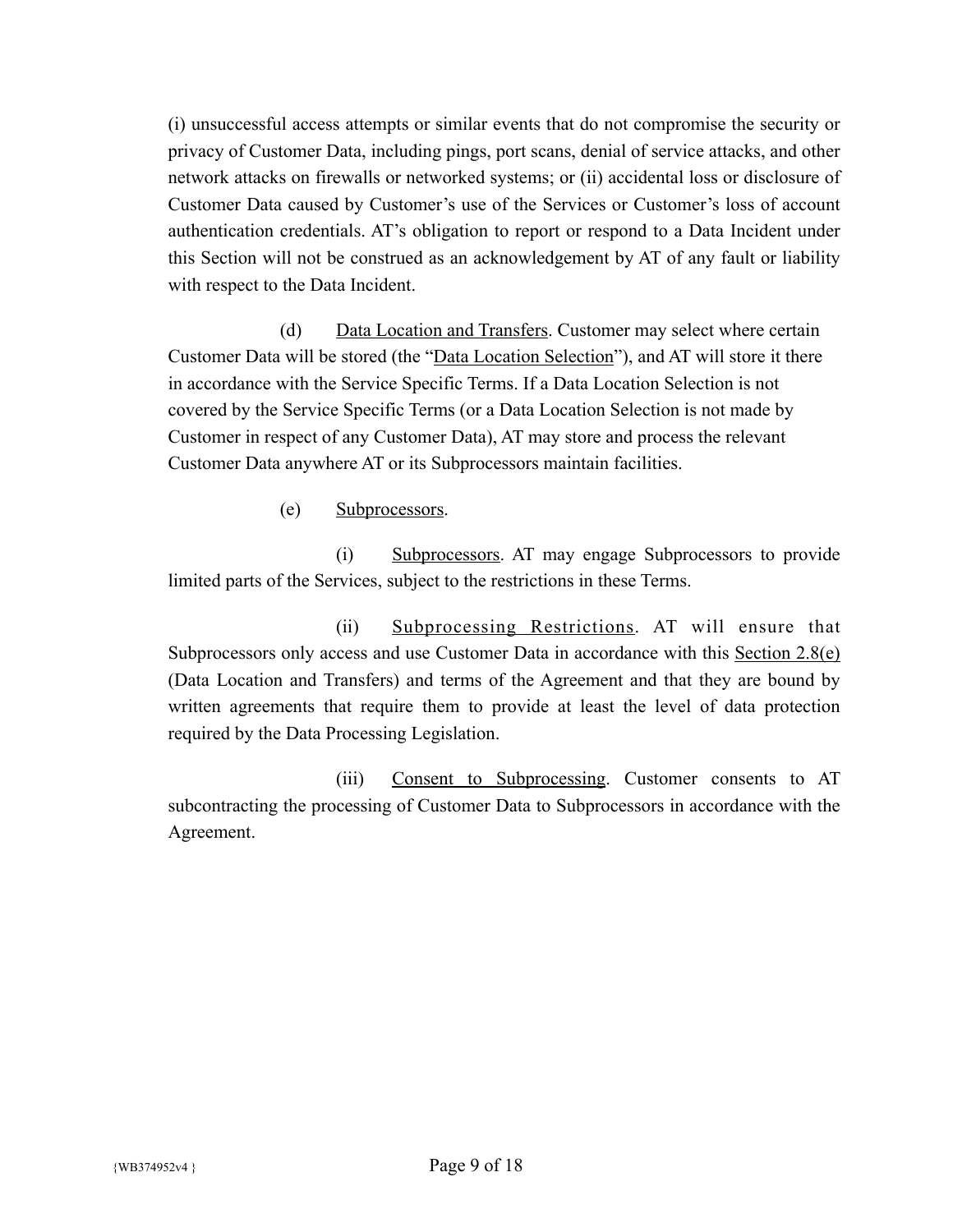(i) unsuccessful access attempts or similar events that do not compromise the security or privacy of Customer Data, including pings, port scans, denial of service attacks, and other network attacks on firewalls or networked systems; or (ii) accidental loss or disclosure of Customer Data caused by Customer's use of the Services or Customer's loss of account authentication credentials. AT's obligation to report or respond to a Data Incident under this Section will not be construed as an acknowledgement by AT of any fault or liability with respect to the Data Incident.

(d) Data Location and Transfers. Customer may select where certain Customer Data will be stored (the "Data Location Selection"), and AT will store it there in accordance with the Service Specific Terms. If a Data Location Selection is not covered by the Service Specific Terms (or a Data Location Selection is not made by Customer in respect of any Customer Data), AT may store and process the relevant Customer Data anywhere AT or its Subprocessors maintain facilities.

(e) Subprocessors.

(i) Subprocessors. AT may engage Subprocessors to provide limited parts of the Services, subject to the restrictions in these Terms.

(ii) Subprocessing Restrictions. AT will ensure that Subprocessors only access and use Customer Data in accordance with this Section 2.8(e) (Data Location and Transfers) and terms of the Agreement and that they are bound by written agreements that require them to provide at least the level of data protection required by the Data Processing Legislation.

(iii) Consent to Subprocessing. Customer consents to AT subcontracting the processing of Customer Data to Subprocessors in accordance with the Agreement.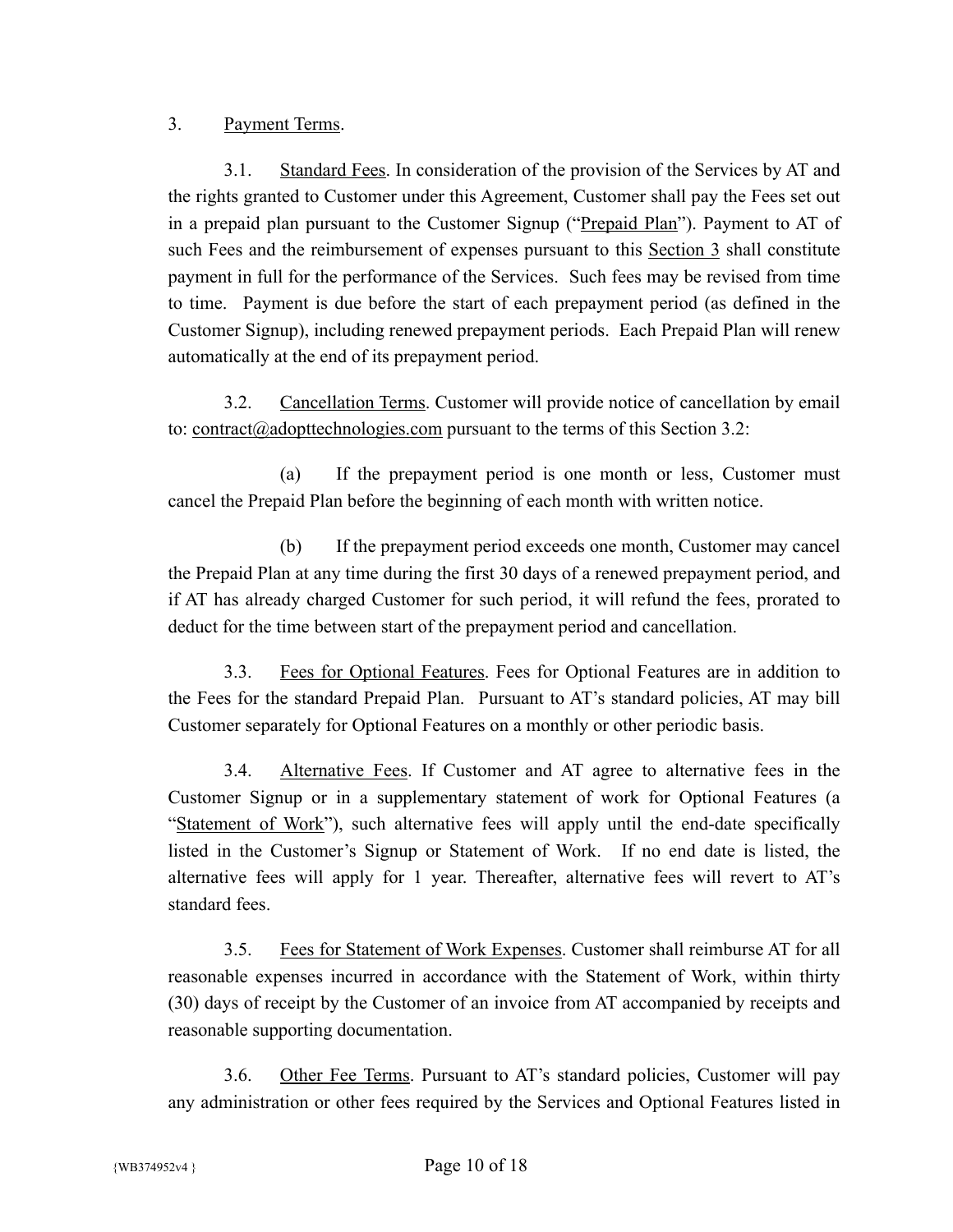3. Payment Terms.

3.1. Standard Fees. In consideration of the provision of the Services by AT and the rights granted to Customer under this Agreement, Customer shall pay the Fees set out in a prepaid plan pursuant to the Customer Signup ("Prepaid Plan"). Payment to AT of such Fees and the reimbursement of expenses pursuant to this Section 3 shall constitute payment in full for the performance of the Services. Such fees may be revised from time to time. Payment is due before the start of each prepayment period (as defined in the Customer Signup), including renewed prepayment periods. Each Prepaid Plan will renew automatically at the end of its prepayment period.

3.2. Cancellation Terms. Customer will provide notice of cancellation by email to: contract@adopttechnologies.com pursuant to the terms of this Section 3.2:

(a) If the prepayment period is one month or less, Customer must cancel the Prepaid Plan before the beginning of each month with written notice.

(b) If the prepayment period exceeds one month, Customer may cancel the Prepaid Plan at any time during the first 30 days of a renewed prepayment period, and if AT has already charged Customer for such period, it will refund the fees, prorated to deduct for the time between start of the prepayment period and cancellation.

3.3. Fees for Optional Features. Fees for Optional Features are in addition to the Fees for the standard Prepaid Plan. Pursuant to AT's standard policies, AT may bill Customer separately for Optional Features on a monthly or other periodic basis.

3.4. Alternative Fees. If Customer and AT agree to alternative fees in the Customer Signup or in a supplementary statement of work for Optional Features (a "Statement of Work"), such alternative fees will apply until the end-date specifically listed in the Customer's Signup or Statement of Work. If no end date is listed, the alternative fees will apply for 1 year. Thereafter, alternative fees will revert to AT's standard fees.

3.5. Fees for Statement of Work Expenses. Customer shall reimburse AT for all reasonable expenses incurred in accordance with the Statement of Work, within thirty (30) days of receipt by the Customer of an invoice from AT accompanied by receipts and reasonable supporting documentation.

3.6. Other Fee Terms. Pursuant to AT's standard policies, Customer will pay any administration or other fees required by the Services and Optional Features listed in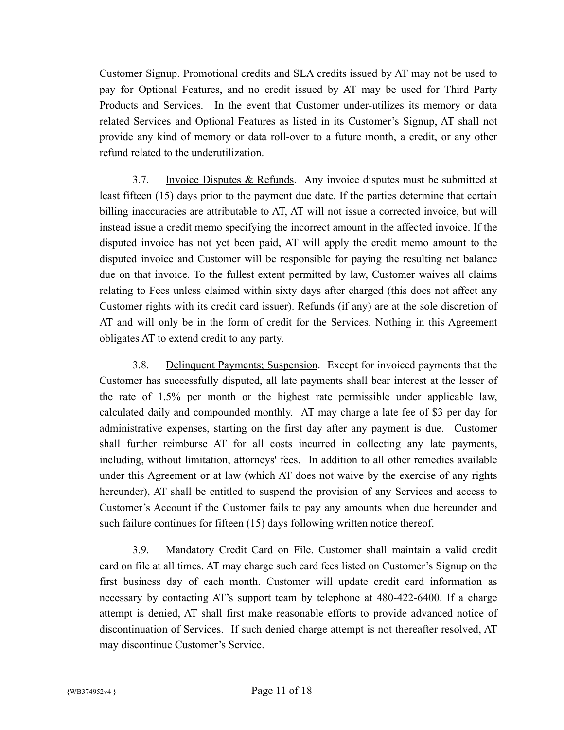Customer Signup. Promotional credits and SLA credits issued by AT may not be used to pay for Optional Features, and no credit issued by AT may be used for Third Party Products and Services. In the event that Customer under-utilizes its memory or data related Services and Optional Features as listed in its Customer's Signup, AT shall not provide any kind of memory or data roll-over to a future month, a credit, or any other refund related to the underutilization.

3.7. Invoice Disputes & Refunds. Any invoice disputes must be submitted at least fifteen (15) days prior to the payment due date. If the parties determine that certain billing inaccuracies are attributable to AT, AT will not issue a corrected invoice, but will instead issue a credit memo specifying the incorrect amount in the affected invoice. If the disputed invoice has not yet been paid, AT will apply the credit memo amount to the disputed invoice and Customer will be responsible for paying the resulting net balance due on that invoice. To the fullest extent permitted by law, Customer waives all claims relating to Fees unless claimed within sixty days after charged (this does not affect any Customer rights with its credit card issuer). Refunds (if any) are at the sole discretion of AT and will only be in the form of credit for the Services. Nothing in this Agreement obligates AT to extend credit to any party.

3.8. Delinquent Payments; Suspension. Except for invoiced payments that the Customer has successfully disputed, all late payments shall bear interest at the lesser of the rate of 1.5% per month or the highest rate permissible under applicable law, calculated daily and compounded monthly. AT may charge a late fee of $3 per day for administrative expenses, starting on the first day after any payment is due. Customer shall further reimburse AT for all costs incurred in collecting any late payments, including, without limitation, attorneys' fees. In addition to all other remedies available under this Agreement or at law (which AT does not waive by the exercise of any rights hereunder), AT shall be entitled to suspend the provision of any Services and access to Customer's Account if the Customer fails to pay any amounts when due hereunder and such failure continues for fifteen (15) days following written notice thereof.

3.9. Mandatory Credit Card on File. Customer shall maintain a valid credit card on file at all times. AT may charge such card fees listed on Customer's Signup on the first business day of each month. Customer will update credit card information as necessary by contacting AT's support team by telephone at 480-422-6400. If a charge attempt is denied, AT shall first make reasonable efforts to provide advanced notice of discontinuation of Services. If such denied charge attempt is not thereafter resolved, AT may discontinue Customer's Service.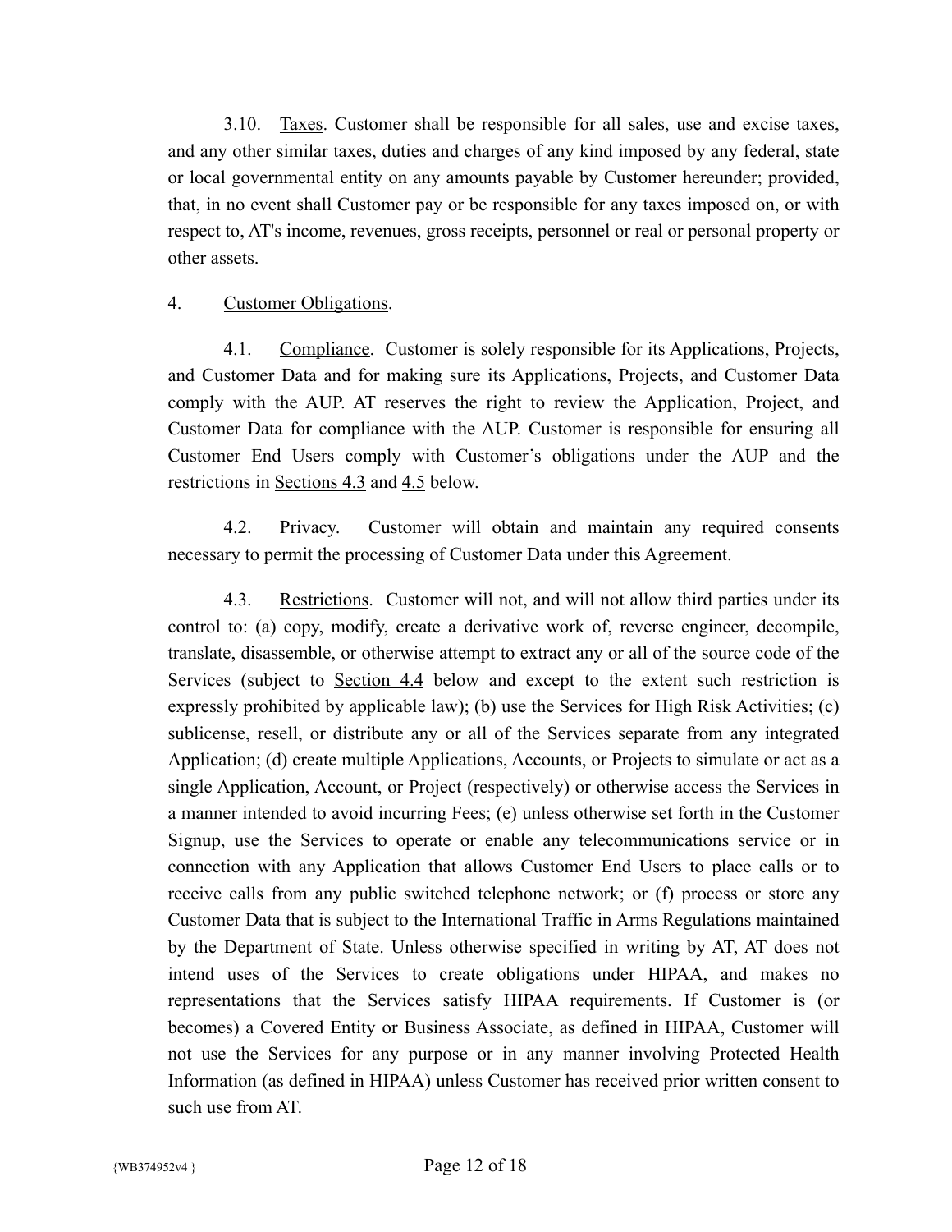3.10. Taxes. Customer shall be responsible for all sales, use and excise taxes, and any other similar taxes, duties and charges of any kind imposed by any federal, state or local governmental entity on any amounts payable by Customer hereunder; provided, that, in no event shall Customer pay or be responsible for any taxes imposed on, or with respect to, AT's income, revenues, gross receipts, personnel or real or personal property or other assets.

4. Customer Obligations.

4.1. Compliance. Customer is solely responsible for its Applications, Projects, and Customer Data and for making sure its Applications, Projects, and Customer Data comply with the AUP. AT reserves the right to review the Application, Project, and Customer Data for compliance with the AUP. Customer is responsible for ensuring all Customer End Users comply with Customer's obligations under the AUP and the restrictions in Sections 4.3 and 4.5 below.

4.2. Privacy. Customer will obtain and maintain any required consents necessary to permit the processing of Customer Data under this Agreement.

4.3. Restrictions. Customer will not, and will not allow third parties under its control to: (a) copy, modify, create a derivative work of, reverse engineer, decompile, translate, disassemble, or otherwise attempt to extract any or all of the source code of the Services (subject to Section 4.4 below and except to the extent such restriction is expressly prohibited by applicable law); (b) use the Services for High Risk Activities; (c) sublicense, resell, or distribute any or all of the Services separate from any integrated Application; (d) create multiple Applications, Accounts, or Projects to simulate or act as a single Application, Account, or Project (respectively) or otherwise access the Services in a manner intended to avoid incurring Fees; (e) unless otherwise set forth in the Customer Signup, use the Services to operate or enable any telecommunications service or in connection with any Application that allows Customer End Users to place calls or to receive calls from any public switched telephone network; or (f) process or store any Customer Data that is subject to the International Traffic in Arms Regulations maintained by the Department of State. Unless otherwise specified in writing by AT, AT does not intend uses of the Services to create obligations under HIPAA, and makes no representations that the Services satisfy HIPAA requirements. If Customer is (or becomes) a Covered Entity or Business Associate, as defined in HIPAA, Customer will not use the Services for any purpose or in any manner involving Protected Health Information (as defined in HIPAA) unless Customer has received prior written consent to such use from AT.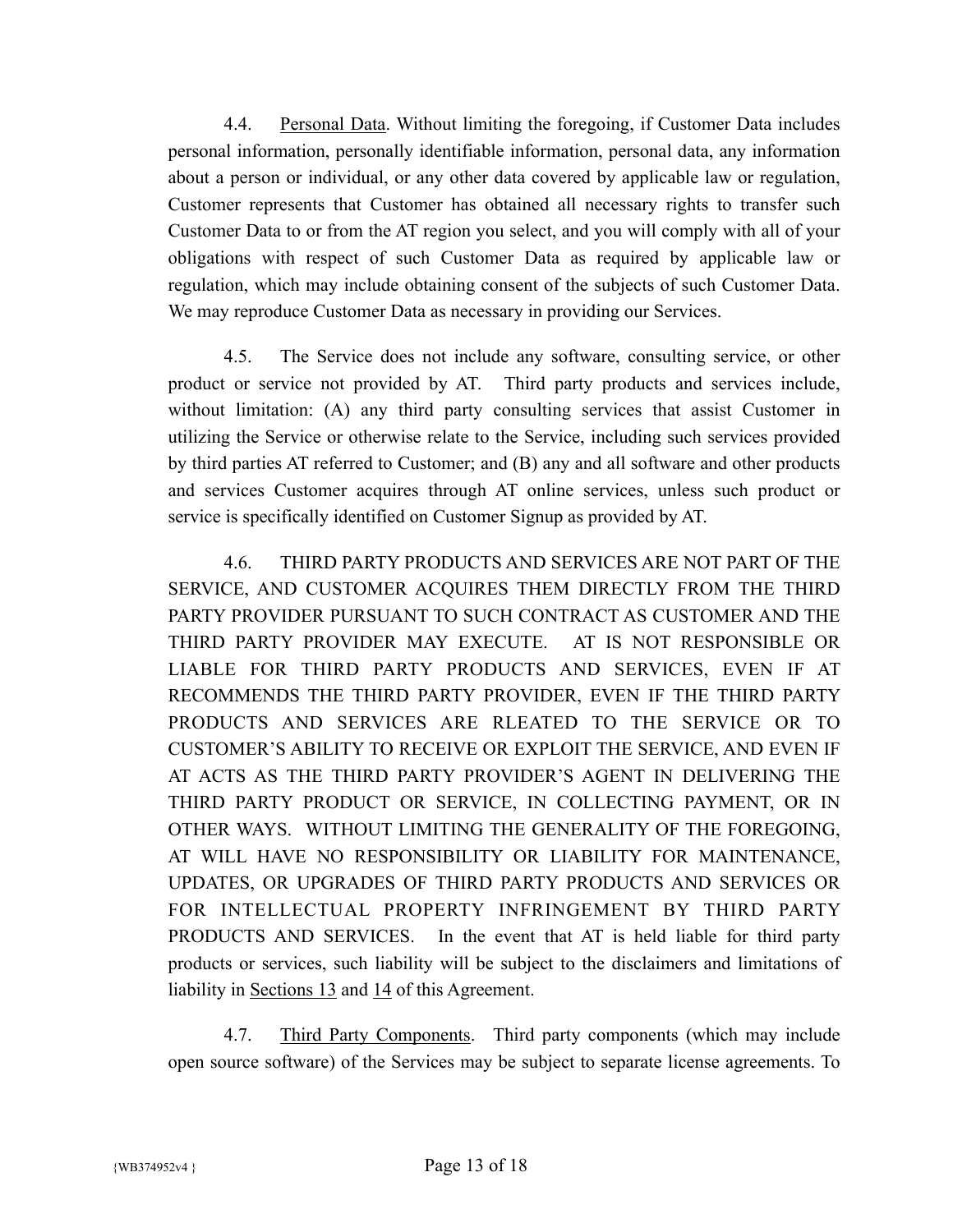4.4. Personal Data. Without limiting the foregoing, if Customer Data includes personal information, personally identifiable information, personal data, any information about a person or individual, or any other data covered by applicable law or regulation, Customer represents that Customer has obtained all necessary rights to transfer such Customer Data to or from the AT region you select, and you will comply with all of your obligations with respect of such Customer Data as required by applicable law or regulation, which may include obtaining consent of the subjects of such Customer Data. We may reproduce Customer Data as necessary in providing our Services.

4.5. The Service does not include any software, consulting service, or other product or service not provided by AT. Third party products and services include, without limitation: (A) any third party consulting services that assist Customer in utilizing the Service or otherwise relate to the Service, including such services provided by third parties AT referred to Customer; and (B) any and all software and other products and services Customer acquires through AT online services, unless such product or service is specifically identified on Customer Signup as provided by AT.

4.6. THIRD PARTY PRODUCTS AND SERVICES ARE NOT PART OF THE SERVICE, AND CUSTOMER ACQUIRES THEM DIRECTLY FROM THE THIRD PARTY PROVIDER PURSUANT TO SUCH CONTRACT AS CUSTOMER AND THE THIRD PARTY PROVIDER MAY EXECUTE. AT IS NOT RESPONSIBLE OR LIABLE FOR THIRD PARTY PRODUCTS AND SERVICES, EVEN IF AT RECOMMENDS THE THIRD PARTY PROVIDER, EVEN IF THE THIRD PARTY PRODUCTS AND SERVICES ARE RLEATED TO THE SERVICE OR TO CUSTOMER'S ABILITY TO RECEIVE OR EXPLOIT THE SERVICE, AND EVEN IF AT ACTS AS THE THIRD PARTY PROVIDER'S AGENT IN DELIVERING THE THIRD PARTY PRODUCT OR SERVICE, IN COLLECTING PAYMENT, OR IN OTHER WAYS. WITHOUT LIMITING THE GENERALITY OF THE FOREGOING, AT WILL HAVE NO RESPONSIBILITY OR LIABILITY FOR MAINTENANCE, UPDATES, OR UPGRADES OF THIRD PARTY PRODUCTS AND SERVICES OR FOR INTELLECTUAL PROPERTY INFRINGEMENT BY THIRD PARTY PRODUCTS AND SERVICES. In the event that AT is held liable for third party products or services, such liability will be subject to the disclaimers and limitations of liability in Sections 13 and 14 of this Agreement.

4.7. Third Party Components. Third party components (which may include open source software) of the Services may be subject to separate license agreements. To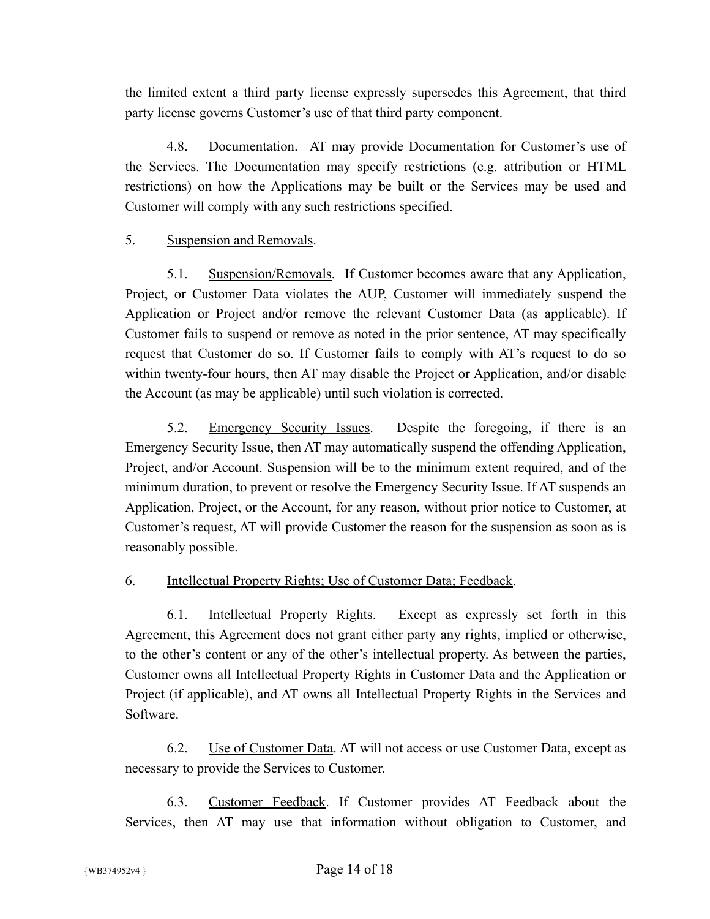the limited extent a third party license expressly supersedes this Agreement, that third party license governs Customer's use of that third party component.

4.8. Documentation. AT may provide Documentation for Customer's use of the Services. The Documentation may specify restrictions (e.g. attribution or HTML restrictions) on how the Applications may be built or the Services may be used and Customer will comply with any such restrictions specified.

5. Suspension and Removals.

5.1. Suspension/Removals. If Customer becomes aware that any Application, Project, or Customer Data violates the AUP, Customer will immediately suspend the Application or Project and/or remove the relevant Customer Data (as applicable). If Customer fails to suspend or remove as noted in the prior sentence, AT may specifically request that Customer do so. If Customer fails to comply with AT's request to do so within twenty-four hours, then AT may disable the Project or Application, and/or disable the Account (as may be applicable) until such violation is corrected.

5.2. Emergency Security Issues. Despite the foregoing, if there is an Emergency Security Issue, then AT may automatically suspend the offending Application, Project, and/or Account. Suspension will be to the minimum extent required, and of the minimum duration, to prevent or resolve the Emergency Security Issue. If AT suspends an Application, Project, or the Account, for any reason, without prior notice to Customer, at Customer's request, AT will provide Customer the reason for the suspension as soon as is reasonably possible.

6. Intellectual Property Rights; Use of Customer Data; Feedback.

6.1. Intellectual Property Rights. Except as expressly set forth in this Agreement, this Agreement does not grant either party any rights, implied or otherwise, to the other's content or any of the other's intellectual property. As between the parties, Customer owns all Intellectual Property Rights in Customer Data and the Application or Project (if applicable), and AT owns all Intellectual Property Rights in the Services and Software.

6.2. Use of Customer Data. AT will not access or use Customer Data, except as necessary to provide the Services to Customer.

6.3. Customer Feedback. If Customer provides AT Feedback about the Services, then AT may use that information without obligation to Customer, and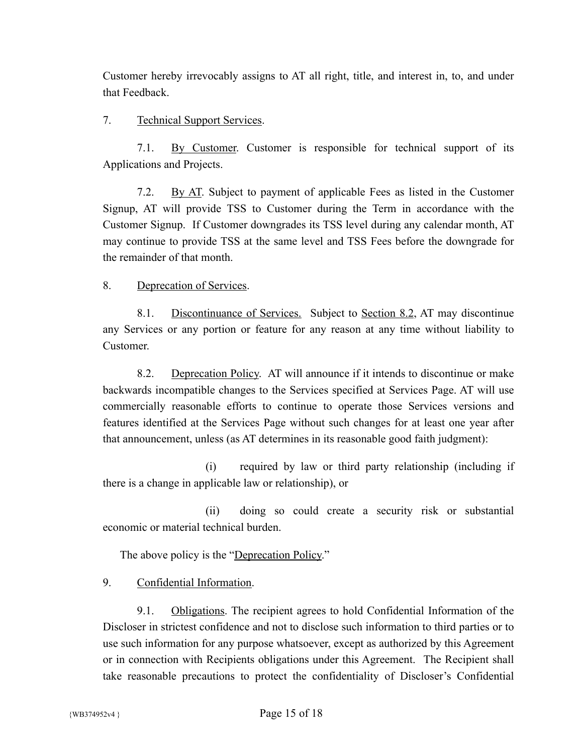Customer hereby irrevocably assigns to AT all right, title, and interest in, to, and under that Feedback.

7. Technical Support Services.

7.1. By Customer. Customer is responsible for technical support of its Applications and Projects.

7.2. By AT. Subject to payment of applicable Fees as listed in the Customer Signup, AT will provide TSS to Customer during the Term in accordance with the Customer Signup. If Customer downgrades its TSS level during any calendar month, AT may continue to provide TSS at the same level and TSS Fees before the downgrade for the remainder of that month.

8. Deprecation of Services.

8.1. Discontinuance of Services. Subject to Section 8.2, AT may discontinue any Services or any portion or feature for any reason at any time without liability to Customer.

8.2. Deprecation Policy. AT will announce if it intends to discontinue or make backwards incompatible changes to the Services specified at Services Page. AT will use commercially reasonable efforts to continue to operate those Services versions and features identified at the Services Page without such changes for at least one year after that announcement, unless (as AT determines in its reasonable good faith judgment):

(i) required by law or third party relationship (including if there is a change in applicable law or relationship), or

(ii) doing so could create a security risk or substantial economic or material technical burden.

The above policy is the "Deprecation Policy."

9. Confidential Information.

9.1. Obligations. The recipient agrees to hold Confidential Information of the Discloser in strictest confidence and not to disclose such information to third parties or to use such information for any purpose whatsoever, except as authorized by this Agreement or in connection with Recipients obligations under this Agreement. The Recipient shall take reasonable precautions to protect the confidentiality of Discloser's Confidential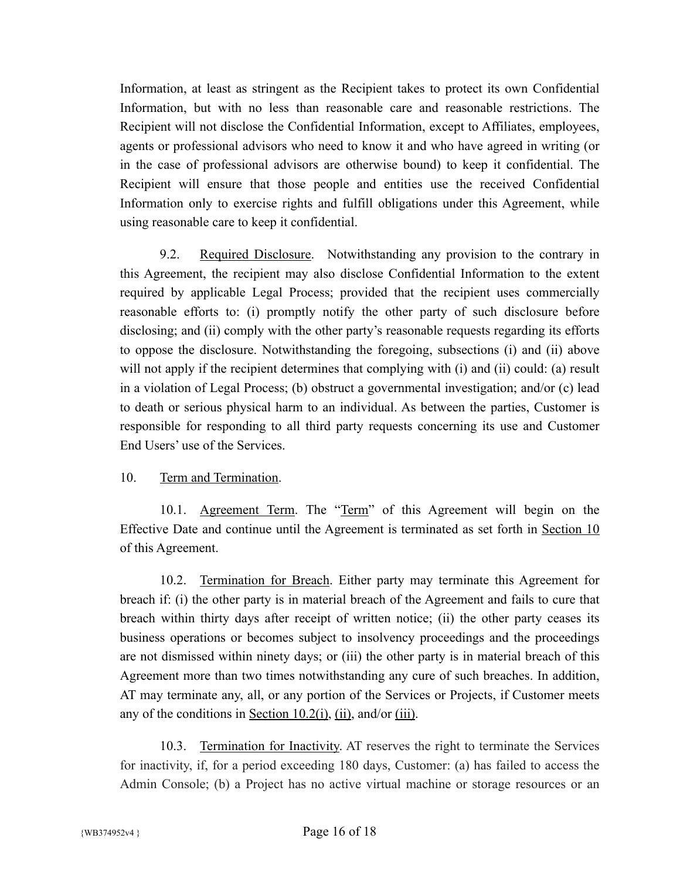Information, at least as stringent as the Recipient takes to protect its own Confidential Information, but with no less than reasonable care and reasonable restrictions. The Recipient will not disclose the Confidential Information, except to Affiliates, employees, agents or professional advisors who need to know it and who have agreed in writing (or in the case of professional advisors are otherwise bound) to keep it confidential. The Recipient will ensure that those people and entities use the received Confidential Information only to exercise rights and fulfill obligations under this Agreement, while using reasonable care to keep it confidential.

9.2. Required Disclosure. Notwithstanding any provision to the contrary in this Agreement, the recipient may also disclose Confidential Information to the extent required by applicable Legal Process; provided that the recipient uses commercially reasonable efforts to: (i) promptly notify the other party of such disclosure before disclosing; and (ii) comply with the other party's reasonable requests regarding its efforts to oppose the disclosure. Notwithstanding the foregoing, subsections (i) and (ii) above will not apply if the recipient determines that complying with (i) and (ii) could: (a) result in a violation of Legal Process; (b) obstruct a governmental investigation; and/or (c) lead to death or serious physical harm to an individual. As between the parties, Customer is responsible for responding to all third party requests concerning its use and Customer End Users' use of the Services.

10. Term and Termination.

10.1. Agreement Term. The "Term" of this Agreement will begin on the Effective Date and continue until the Agreement is terminated as set forth in Section 10 of this Agreement.

10.2. Termination for Breach. Either party may terminate this Agreement for breach if: (i) the other party is in material breach of the Agreement and fails to cure that breach within thirty days after receipt of written notice; (ii) the other party ceases its business operations or becomes subject to insolvency proceedings and the proceedings are not dismissed within ninety days; or (iii) the other party is in material breach of this Agreement more than two times notwithstanding any cure of such breaches. In addition, AT may terminate any, all, or any portion of the Services or Projects, if Customer meets any of the conditions in Section 10.2(i), (ii), and/or (iii).

10.3. Termination for Inactivity. AT reserves the right to terminate the Services for inactivity, if, for a period exceeding 180 days, Customer: (a) has failed to access the Admin Console; (b) a Project has no active virtual machine or storage resources or an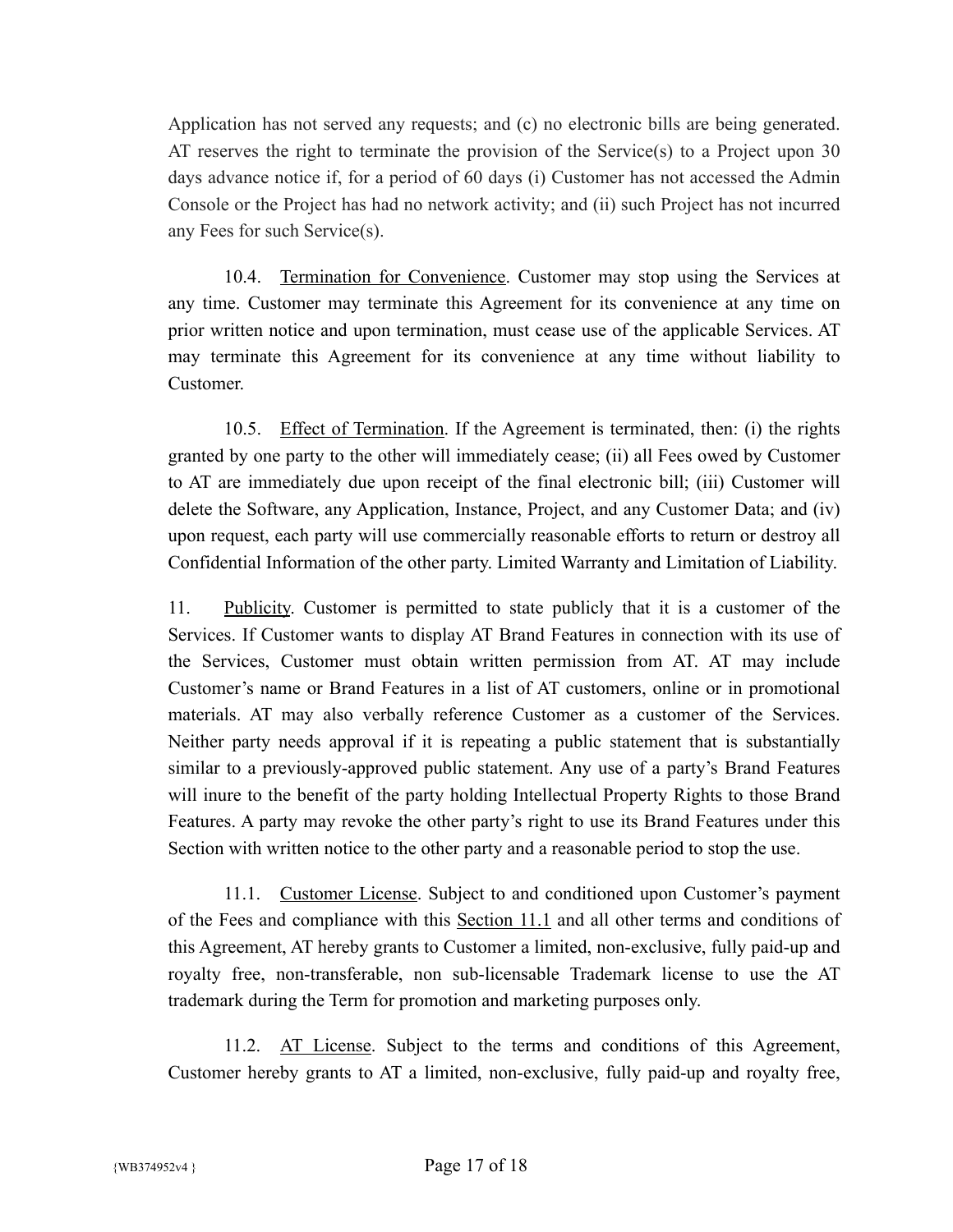Application has not served any requests; and (c) no electronic bills are being generated. AT reserves the right to terminate the provision of the Service(s) to a Project upon 30 days advance notice if, for a period of 60 days (i) Customer has not accessed the Admin Console or the Project has had no network activity; and (ii) such Project has not incurred any Fees for such Service(s).

10.4. Termination for Convenience. Customer may stop using the Services at any time. Customer may terminate this Agreement for its convenience at any time on prior written notice and upon termination, must cease use of the applicable Services. AT may terminate this Agreement for its convenience at any time without liability to Customer.

10.5. Effect of Termination. If the Agreement is terminated, then: (i) the rights granted by one party to the other will immediately cease; (ii) all Fees owed by Customer to AT are immediately due upon receipt of the final electronic bill; (iii) Customer will delete the Software, any Application, Instance, Project, and any Customer Data; and (iv) upon request, each party will use commercially reasonable efforts to return or destroy all Confidential Information of the other party. Limited Warranty and Limitation of Liability.

11. Publicity. Customer is permitted to state publicly that it is a customer of the Services. If Customer wants to display AT Brand Features in connection with its use of the Services, Customer must obtain written permission from AT. AT may include Customer's name or Brand Features in a list of AT customers, online or in promotional materials. AT may also verbally reference Customer as a customer of the Services. Neither party needs approval if it is repeating a public statement that is substantially similar to a previously-approved public statement. Any use of a party's Brand Features will inure to the benefit of the party holding Intellectual Property Rights to those Brand Features. A party may revoke the other party's right to use its Brand Features under this Section with written notice to the other party and a reasonable period to stop the use.

11.1. Customer License. Subject to and conditioned upon Customer's payment of the Fees and compliance with this Section 11.1 and all other terms and conditions of this Agreement, AT hereby grants to Customer a limited, non-exclusive, fully paid-up and royalty free, non-transferable, non sub-licensable Trademark license to use the AT trademark during the Term for promotion and marketing purposes only.

11.2. AT License. Subject to the terms and conditions of this Agreement, Customer hereby grants to AT a limited, non-exclusive, fully paid-up and royalty free,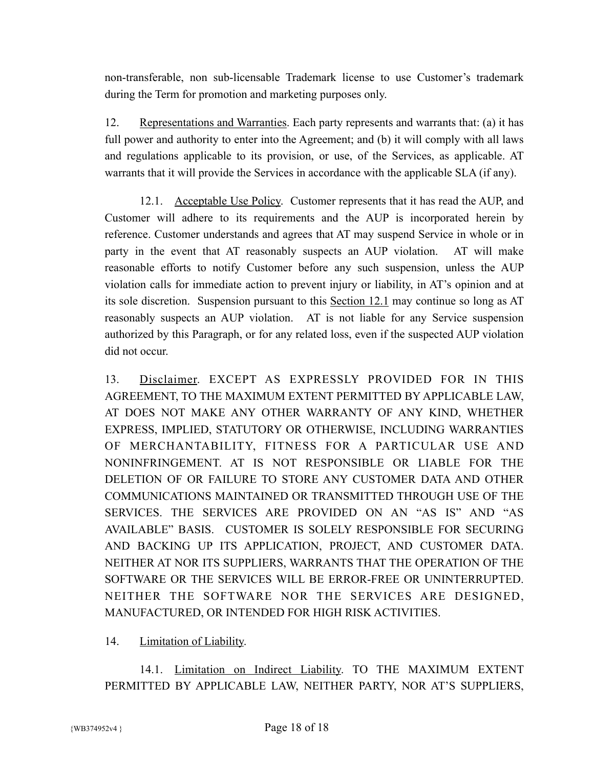non-transferable, non sub-licensable Trademark license to use Customer's trademark during the Term for promotion and marketing purposes only.

12. Representations and Warranties. Each party represents and warrants that: (a) it has full power and authority to enter into the Agreement; and (b) it will comply with all laws and regulations applicable to its provision, or use, of the Services, as applicable. AT warrants that it will provide the Services in accordance with the applicable SLA (if any).

12.1. Acceptable Use Policy. Customer represents that it has read the AUP, and Customer will adhere to its requirements and the AUP is incorporated herein by reference. Customer understands and agrees that AT may suspend Service in whole or in party in the event that AT reasonably suspects an AUP violation. AT will make reasonable efforts to notify Customer before any such suspension, unless the AUP violation calls for immediate action to prevent injury or liability, in AT's opinion and at its sole discretion. Suspension pursuant to this Section 12.1 may continue so long as AT reasonably suspects an AUP violation. AT is not liable for any Service suspension authorized by this Paragraph, or for any related loss, even if the suspected AUP violation did not occur.

13. Disclaimer. EXCEPT AS EXPRESSLY PROVIDED FOR IN THIS AGREEMENT, TO THE MAXIMUM EXTENT PERMITTED BY APPLICABLE LAW, AT DOES NOT MAKE ANY OTHER WARRANTY OF ANY KIND, WHETHER EXPRESS, IMPLIED, STATUTORY OR OTHERWISE, INCLUDING WARRANTIES OF MERCHANTABILITY, FITNESS FOR A PARTICULAR USE AND NONINFRINGEMENT. AT IS NOT RESPONSIBLE OR LIABLE FOR THE DELETION OF OR FAILURE TO STORE ANY CUSTOMER DATA AND OTHER COMMUNICATIONS MAINTAINED OR TRANSMITTED THROUGH USE OF THE SERVICES. THE SERVICES ARE PROVIDED ON AN "AS IS" AND "AS AVAILABLE" BASIS. CUSTOMER IS SOLELY RESPONSIBLE FOR SECURING AND BACKING UP ITS APPLICATION, PROJECT, AND CUSTOMER DATA. NEITHER AT NOR ITS SUPPLIERS, WARRANTS THAT THE OPERATION OF THE SOFTWARE OR THE SERVICES WILL BE ERROR-FREE OR UNINTERRUPTED. NEITHER THE SOFTWARE NOR THE SERVICES ARE DESIGNED, MANUFACTURED, OR INTENDED FOR HIGH RISK ACTIVITIES.

14. Limitation of Liability.

14.1. Limitation on Indirect Liability. TO THE MAXIMUM EXTENT PERMITTED BY APPLICABLE LAW, NEITHER PARTY, NOR AT'S SUPPLIERS,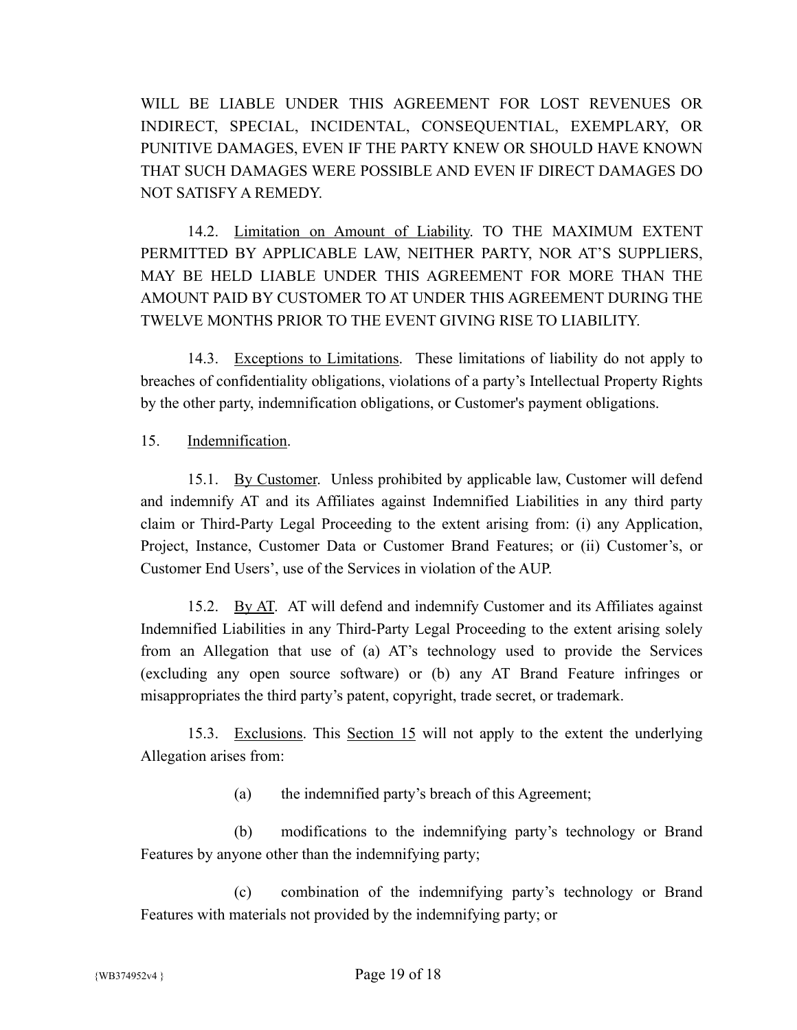WILL BE LIABLE UNDER THIS AGREEMENT FOR LOST REVENUES OR INDIRECT, SPECIAL, INCIDENTAL, CONSEQUENTIAL, EXEMPLARY, OR PUNITIVE DAMAGES, EVEN IF THE PARTY KNEW OR SHOULD HAVE KNOWN THAT SUCH DAMAGES WERE POSSIBLE AND EVEN IF DIRECT DAMAGES DO NOT SATISFY A REMEDY.

14.2. Limitation on Amount of Liability. TO THE MAXIMUM EXTENT PERMITTED BY APPLICABLE LAW, NEITHER PARTY, NOR AT'S SUPPLIERS, MAY BE HELD LIABLE UNDER THIS AGREEMENT FOR MORE THAN THE AMOUNT PAID BY CUSTOMER TO AT UNDER THIS AGREEMENT DURING THE TWELVE MONTHS PRIOR TO THE EVENT GIVING RISE TO LIABILITY.

14.3. Exceptions to Limitations. These limitations of liability do not apply to breaches of confidentiality obligations, violations of a party's Intellectual Property Rights by the other party, indemnification obligations, or Customer's payment obligations.

15. Indemnification.

15.1. By Customer. Unless prohibited by applicable law, Customer will defend and indemnify AT and its Affiliates against Indemnified Liabilities in any third party claim or Third-Party Legal Proceeding to the extent arising from: (i) any Application, Project, Instance, Customer Data or Customer Brand Features; or (ii) Customer's, or Customer End Users', use of the Services in violation of the AUP.

15.2. By AT. AT will defend and indemnify Customer and its Affiliates against Indemnified Liabilities in any Third-Party Legal Proceeding to the extent arising solely from an Allegation that use of (a) AT's technology used to provide the Services (excluding any open source software) or (b) any AT Brand Feature infringes or misappropriates the third party's patent, copyright, trade secret, or trademark.

15.3. Exclusions. This Section 15 will not apply to the extent the underlying Allegation arises from:

(a) the indemnified party's breach of this Agreement;

(b) modifications to the indemnifying party's technology or Brand Features by anyone other than the indemnifying party;

(c) combination of the indemnifying party's technology or Brand Features with materials not provided by the indemnifying party; or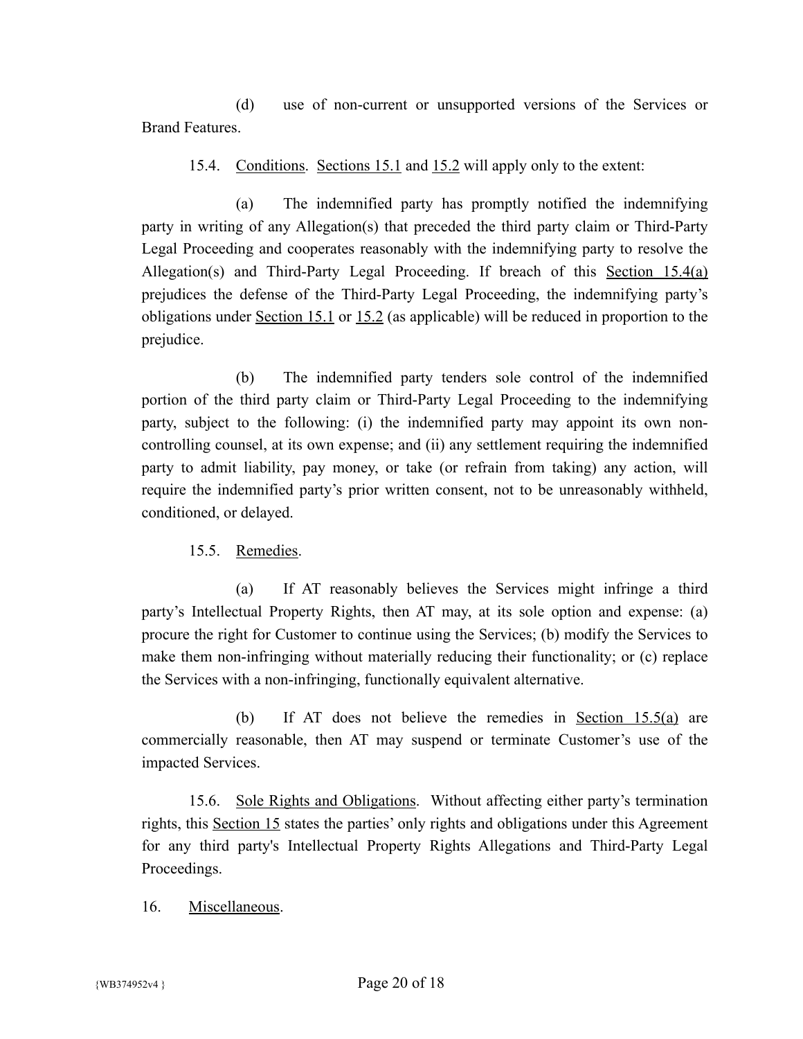(d) use of non-current or unsupported versions of the Services or Brand Features.

15.4. Conditions. Sections 15.1 and 15.2 will apply only to the extent:

(a) The indemnified party has promptly notified the indemnifying party in writing of any Allegation(s) that preceded the third party claim or Third-Party Legal Proceeding and cooperates reasonably with the indemnifying party to resolve the Allegation(s) and Third-Party Legal Proceeding. If breach of this Section 15.4(a) prejudices the defense of the Third-Party Legal Proceeding, the indemnifying party's obligations under Section 15.1 or 15.2 (as applicable) will be reduced in proportion to the prejudice.

(b) The indemnified party tenders sole control of the indemnified portion of the third party claim or Third-Party Legal Proceeding to the indemnifying party, subject to the following: (i) the indemnified party may appoint its own non-controlling counsel, at its own expense; and (ii) any settlement requiring the indemnified party to admit liability, pay money, or take (or refrain from taking) any action, will require the indemnified party's prior written consent, not to be unreasonably withheld, conditioned, or delayed.

15.5. Remedies.

(a) If AT reasonably believes the Services might infringe a third party's Intellectual Property Rights, then AT may, at its sole option and expense: (a) procure the right for Customer to continue using the Services; (b) modify the Services to make them non-infringing without materially reducing their functionality; or (c) replace the Services with a non-infringing, functionally equivalent alternative.

(b) If AT does not believe the remedies in Section 15.5(a) are commercially reasonable, then AT may suspend or terminate Customer's use of the impacted Services.

15.6. Sole Rights and Obligations. Without affecting either party's termination rights, this Section 15 states the parties' only rights and obligations under this Agreement for any third party's Intellectual Property Rights Allegations and Third-Party Legal Proceedings.

16. Miscellaneous.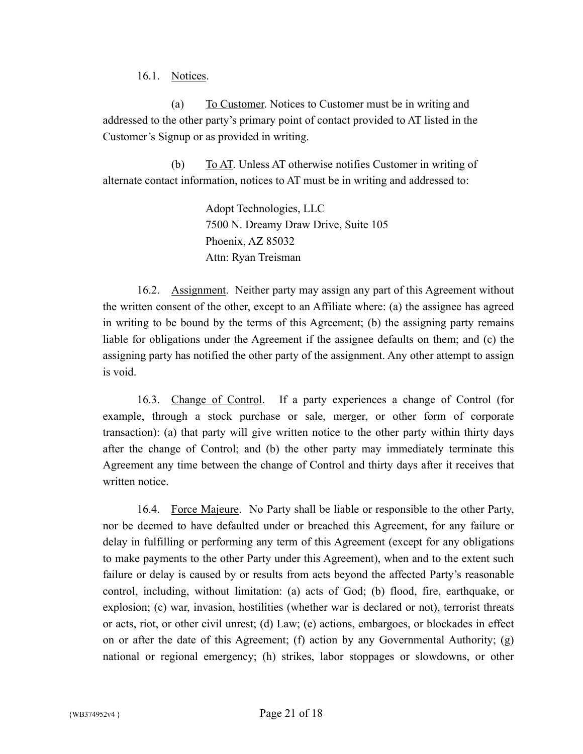16.1. Notices.

(a) To Customer. Notices to Customer must be in writing and addressed to the other party's primary point of contact provided to AT listed in the Customer's Signup or as provided in writing.

(b) To AT. Unless AT otherwise notifies Customer in writing of alternate contact information, notices to AT must be in writing and addressed to:

Adopt Technologies, LLC  
7500 N. Dreamy Draw Drive, Suite 105  
Phoenix, AZ 85032  
Attn: Ryan Treisman

16.2. Assignment. Neither party may assign any part of this Agreement without the written consent of the other, except to an Affiliate where: (a) the assignee has agreed in writing to be bound by the terms of this Agreement; (b) the assigning party remains liable for obligations under the Agreement if the assignee defaults on them; and (c) the assigning party has notified the other party of the assignment. Any other attempt to assign is void.

16.3. Change of Control. If a party experiences a change of Control (for example, through a stock purchase or sale, merger, or other form of corporate transaction): (a) that party will give written notice to the other party within thirty days after the change of Control; and (b) the other party may immediately terminate this Agreement any time between the change of Control and thirty days after it receives that written notice.

16.4. Force Majeure. No Party shall be liable or responsible to the other Party, nor be deemed to have defaulted under or breached this Agreement, for any failure or delay in fulfilling or performing any term of this Agreement (except for any obligations to make payments to the other Party under this Agreement), when and to the extent such failure or delay is caused by or results from acts beyond the affected Party's reasonable control, including, without limitation: (a) acts of God; (b) flood, fire, earthquake, or explosion; (c) war, invasion, hostilities (whether war is declared or not), terrorist threats or acts, riot, or other civil unrest; (d) Law; (e) actions, embargoes, or blockades in effect on or after the date of this Agreement; (f) action by any Governmental Authority; (g) national or regional emergency; (h) strikes, labor stoppages or slowdowns, or other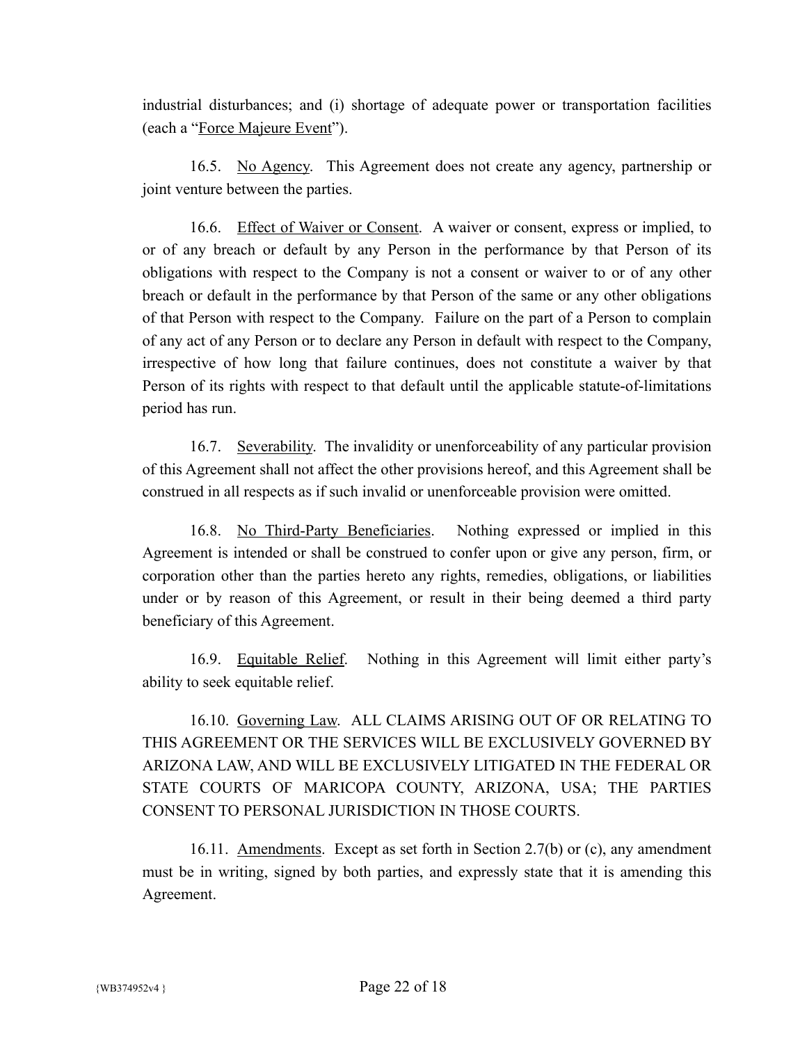industrial disturbances; and (i) shortage of adequate power or transportation facilities (each a "Force Majeure Event").

16.5. No Agency. This Agreement does not create any agency, partnership or joint venture between the parties.

16.6. Effect of Waiver or Consent. A waiver or consent, express or implied, to or of any breach or default by any Person in the performance by that Person of its obligations with respect to the Company is not a consent or waiver to or of any other breach or default in the performance by that Person of the same or any other obligations of that Person with respect to the Company. Failure on the part of a Person to complain of any act of any Person or to declare any Person in default with respect to the Company, irrespective of how long that failure continues, does not constitute a waiver by that Person of its rights with respect to that default until the applicable statute-of-limitations period has run.

16.7. Severability. The invalidity or unenforceability of any particular provision of this Agreement shall not affect the other provisions hereof, and this Agreement shall be construed in all respects as if such invalid or unenforceable provision were omitted.

16.8. No Third-Party Beneficiaries. Nothing expressed or implied in this Agreement is intended or shall be construed to confer upon or give any person, firm, or corporation other than the parties hereto any rights, remedies, obligations, or liabilities under or by reason of this Agreement, or result in their being deemed a third party beneficiary of this Agreement.

16.9. Equitable Relief. Nothing in this Agreement will limit either party's ability to seek equitable relief.

16.10. Governing Law. ALL CLAIMS ARISING OUT OF OR RELATING TO THIS AGREEMENT OR THE SERVICES WILL BE EXCLUSIVELY GOVERNED BY ARIZONA LAW, AND WILL BE EXCLUSIVELY LITIGATED IN THE FEDERAL OR STATE COURTS OF MARICOPA COUNTY, ARIZONA, USA; THE PARTIES CONSENT TO PERSONAL JURISDICTION IN THOSE COURTS.

16.11. Amendments. Except as set forth in Section 2.7(b) or (c), any amendment must be in writing, signed by both parties, and expressly state that it is amending this Agreement.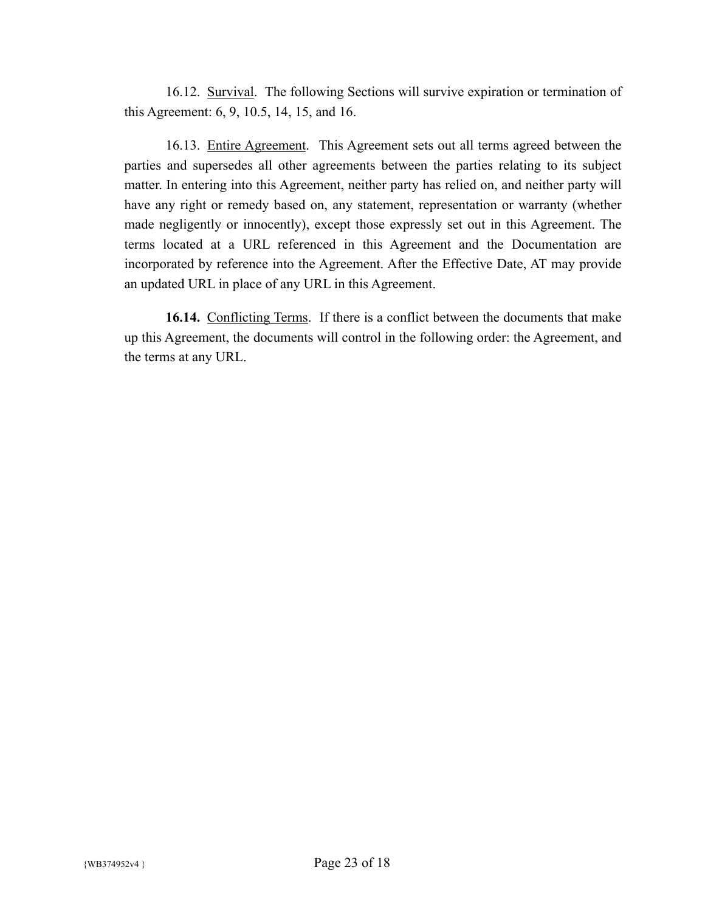16.12. Survival. The following Sections will survive expiration or termination of this Agreement: 6, 9, 10.5, 14, 15, and 16.

16.13. Entire Agreement. This Agreement sets out all terms agreed between the parties and supersedes all other agreements between the parties relating to its subject matter. In entering into this Agreement, neither party has relied on, and neither party will have any right or remedy based on, any statement, representation or warranty (whether made negligently or innocently), except those expressly set out in this Agreement. The terms located at a URL referenced in this Agreement and the Documentation are incorporated by reference into the Agreement. After the Effective Date, AT may provide an updated URL in place of any URL in this Agreement.

**16.14.** Conflicting Terms. If there is a conflict between the documents that make up this Agreement, the documents will control in the following order: the Agreement, and the terms at any URL.